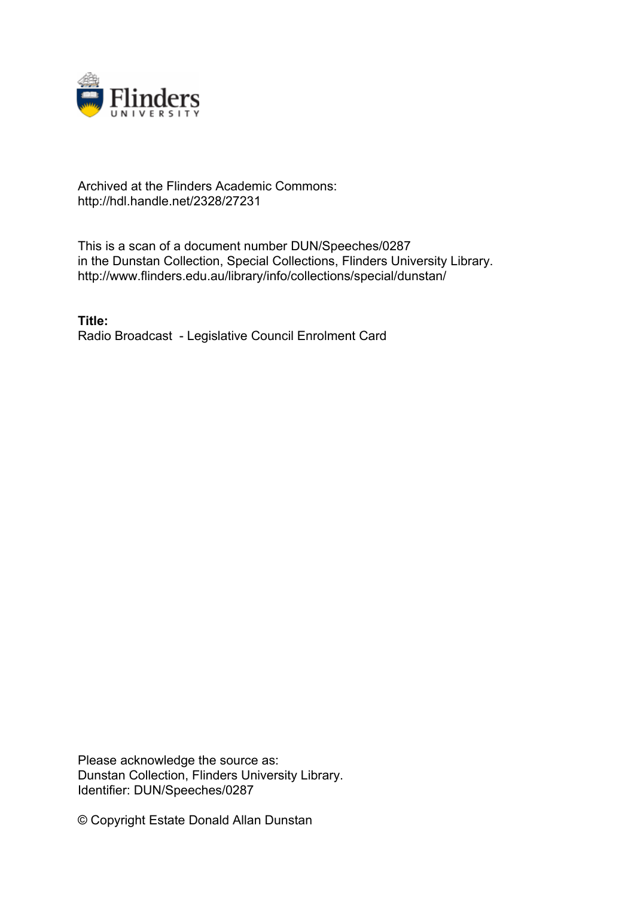Archived at the Flinders Academic Commons:
http://hdl.handle.net/2328/27231

This is a scan of a document number DUN/Speeches/0287
in the Dunstan Collection, Special Collections, Flinders University Library.
http://www.flinders.edu.au/library/info/collections/special/dunstan/

**Title:**
Radio Broadcast - Legislative Council Enrolment Card

Please acknowledge the source as:
Dunstan Collection, Flinders University Library.
Identifier: DUN/Speeches/0287

© Copyright Estate Donald Allan Dunstan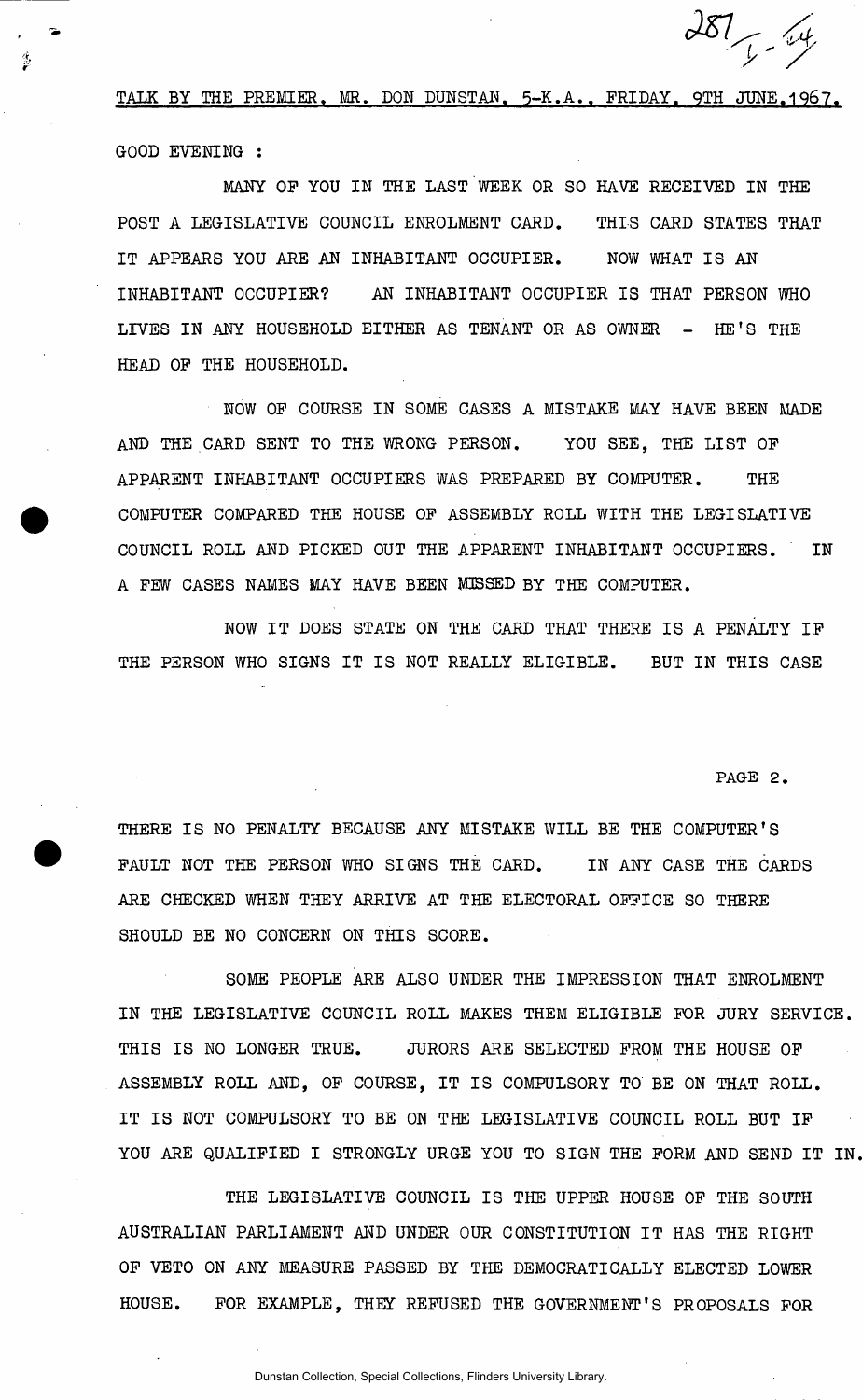TALK BY THE PREMIER, MR. DON DUNSTAN, 5-K.A., FRIDAY, 9TH JUNE, 1967.

GOOD EVENING :

MANY OF YOU IN THE LAST WEEK OR SO HAVE RECEIVED IN THE POST A LEGISLATIVE COUNCIL ENROLMENT CARD. THIS CARD STATES THAT IT APPEARS YOU ARE AN INHABITANT OCCUPIER. NOW WHAT IS AN INHABITANT OCCUPIER? AN INHABITANT OCCUPIER IS THAT PERSON WHO LIVES IN ANY HOUSEHOLD EITHER AS TENANT OR AS OWNER - HE'S THE HEAD OF THE HOUSEHOLD.

NOW OF COURSE IN SOME CASES A MISTAKE MAY HAVE BEEN MADE AND THE CARD SENT TO THE WRONG PERSON. YOU SEE, THE LIST OF APPARENT INHABITANT OCCUPIERS WAS PREPARED BY COMPUTER. THE COMPUTER COMPARED THE HOUSE OF ASSEMBLY ROLL WITH THE LEGISLATIVE COUNCIL ROLL AND PICKED OUT THE APPARENT INHABITANT OCCUPIERS. IN A FEW CASES NAMES MAY HAVE BEEN MISSED BY THE COMPUTER.

NOW IT DOES STATE ON THE CARD THAT THERE IS A PENALTY IF THE PERSON WHO SIGNS IT IS NOT REALLY ELIGIBLE. BUT IN THIS CASE THERE IS NO PENALTY BECAUSE ANY MISTAKE WILL BE THE COMPUTER'S FAULT NOT THE PERSON WHO SIGNS THE CARD. IN ANY CASE THE CARDS ARE CHECKED WHEN THEY ARRIVE AT THE ELECTORAL OFFICE SO THERE SHOULD BE NO CONCERN ON THIS SCORE.

SOME PEOPLE ARE ALSO UNDER THE IMPRESSION THAT ENROLMENT IN THE LEGISLATIVE COUNCIL ROLL MAKES THEM ELIGIBLE FOR JURY SERVICE. THIS IS NO LONGER TRUE. JURORS ARE SELECTED FROM THE HOUSE OF ASSEMBLY ROLL AND, OF COURSE, IT IS COMPULSORY TO BE ON THAT ROLL. IT IS NOT COMPULSORY TO BE ON THE LEGISLATIVE COUNCIL ROLL BUT IF YOU ARE QUALIFIED I STRONGLY URGE YOU TO SIGN THE FORM AND SEND IT IN.

THE LEGISLATIVE COUNCIL IS THE UPPER HOUSE OF THE SOUTH AUSTRALIAN PARLIAMENT AND UNDER OUR CONSTITUTION IT HAS THE RIGHT OF VETO ON ANY MEASURE PASSED BY THE DEMOCRATICALLY ELECTED LOWER HOUSE. FOR EXAMPLE, THEY REFUSED THE GOVERNMENT'S PROPOSALS FOR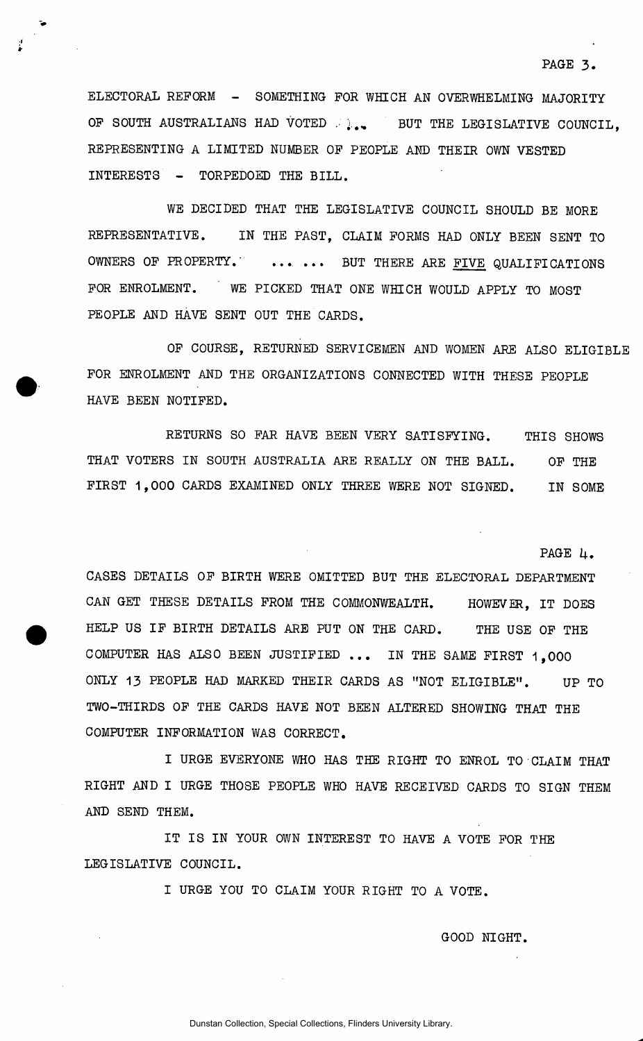ELECTORAL REFORM - SOMETHING FOR WHICH AN OVERWHELMING MAJORITY OF SOUTH AUSTRALIANS HAD VOTED ... BUT THE LEGISLATIVE COUNCIL, REPRESENTING A LIMITED NUMBER OF PEOPLE AND THEIR OWN VESTED INTERESTS - TORPEDOED THE BILL.

WE DECIDED THAT THE LEGISLATIVE COUNCIL SHOULD BE MORE REPRESENTATIVE. IN THE PAST, CLAIM FORMS HAD ONLY BEEN SENT TO OWNERS OF PROPERTY. ... ... BUT THERE ARE <u>FIVE</u> QUALIFICATIONS FOR ENROLMENT. WE PICKED THAT ONE WHICH WOULD APPLY TO MOST PEOPLE AND HAVE SENT OUT THE CARDS.

OF COURSE, RETURNED SERVICEMEN AND WOMEN ARE ALSO ELIGIBLE FOR ENROLMENT AND THE ORGANIZATIONS CONNECTED WITH THESE PEOPLE HAVE BEEN NOTIFED.

RETURNS SO FAR HAVE BEEN VERY SATISFYING. THIS SHOWS THAT VOTERS IN SOUTH AUSTRALIA ARE REALLY ON THE BALL. OF THE FIRST 1,000 CARDS EXAMINED ONLY THREE WERE NOT SIGNED. IN SOME CASES DETAILS OF BIRTH WERE OMITTED BUT THE ELECTORAL DEPARTMENT CAN GET THESE DETAILS FROM THE COMMONWEALTH. HOWEVER, IT DOES HELP US IF BIRTH DETAILS ARE PUT ON THE CARD. THE USE OF THE COMPUTER HAS ALSO BEEN JUSTIFIED ... IN THE SAME FIRST 1,000 ONLY 13 PEOPLE HAD MARKED THEIR CARDS AS "NOT ELIGIBLE". UP TO TWO-THIRDS OF THE CARDS HAVE NOT BEEN ALTERED SHOWING THAT THE COMPUTER INFORMATION WAS CORRECT.

I URGE EVERYONE WHO HAS THE RIGHT TO ENROL TO CLAIM THAT RIGHT AND I URGE THOSE PEOPLE WHO HAVE RECEIVED CARDS TO SIGN THEM AND SEND THEM.

IT IS IN YOUR OWN INTEREST TO HAVE A VOTE FOR THE LEGISLATIVE COUNCIL.

I URGE YOU TO CLAIM YOUR RIGHT TO A VOTE.

GOOD NIGHT.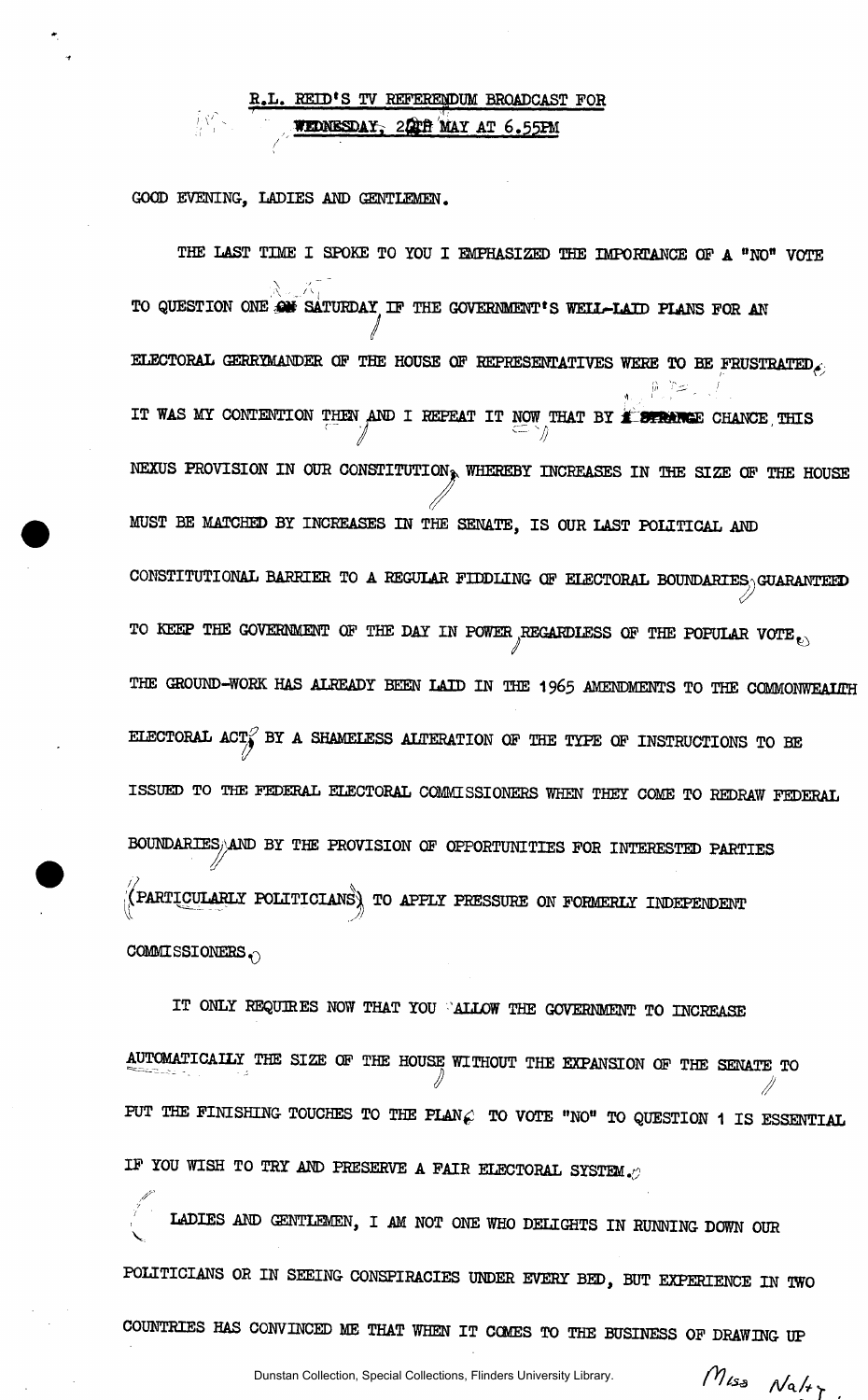R.L. REID'S TV REFERENDUM BROADCAST FOR

WEDNESDAY, 24th MAY AT 6.55PM

GOOD EVENING, LADIES AND GENTLEMEN.

THE LAST TIME I SPOKE TO YOU I EMPHASIZED THE IMPORTANCE OF A "NO" VOTE TO QUESTION ONE NEXT SATURDAY IF THE GOVERNMENT'S WELL-LAID PLANS FOR AN ELECTORAL GERRYMANDER OF THE HOUSE OF REPRESENTATIVES WERE TO BE FRUSTRATED. IT WAS MY CONTENTION THEN AND I REPEAT IT NOW THAT BY A STRANGE CHANCE, THIS NEXUS PROVISION IN OUR CONSTITUTION, WHEREBY INCREASES IN THE SIZE OF THE HOUSE MUST BE MATCHED BY INCREASES IN THE SENATE, IS OUR LAST POLITICAL AND CONSTITUTIONAL BARRIER TO A REGULAR FIDDLING OF ELECTORAL BOUNDARIES, GUARANTEED TO KEEP THE GOVERNMENT OF THE DAY IN POWER, REGARDLESS OF THE POPULAR VOTE. THE GROUND-WORK HAS ALREADY BEEN LAID IN THE 1965 AMENDMENTS TO THE COMMONWEALTH ELECTORAL ACT, BY A SHAMELESS ALTERATION OF THE TYPE OF INSTRUCTIONS TO BE ISSUED TO THE FEDERAL ELECTORAL COMMISSIONERS WHEN THEY COME TO REDRAW FEDERAL BOUNDARIES, AND BY THE PROVISION OF OPPORTUNITIES FOR INTERESTED PARTIES (PARTICULARLY POLITICIANS) TO APPLY PRESSURE ON FORMERLY INDEPENDENT COMMISSIONERS.

IT ONLY REQUIRES NOW THAT YOU ALLOW THE GOVERNMENT TO INCREASE AUTOMATICALLY THE SIZE OF THE HOUSE WITHOUT THE EXPANSION OF THE SENATE TO PUT THE FINISHING TOUCHES TO THE PLAN. TO VOTE "NO" TO QUESTION 1 IS ESSENTIAL IF YOU WISH TO TRY AND PRESERVE A FAIR ELECTORAL SYSTEM.

LADIES AND GENTLEMEN, I AM NOT ONE WHO DELIGHTS IN RUNNING DOWN OUR POLITICIANS OR IN SEEING CONSPIRACIES UNDER EVERY BED, BUT EXPERIENCE IN TWO COUNTRIES HAS CONVINCED ME THAT WHEN IT COMES TO THE BUSINESS OF DRAWING UP

Dunstan Collection, Special Collections, Flinders University Library.

Miss Nalty.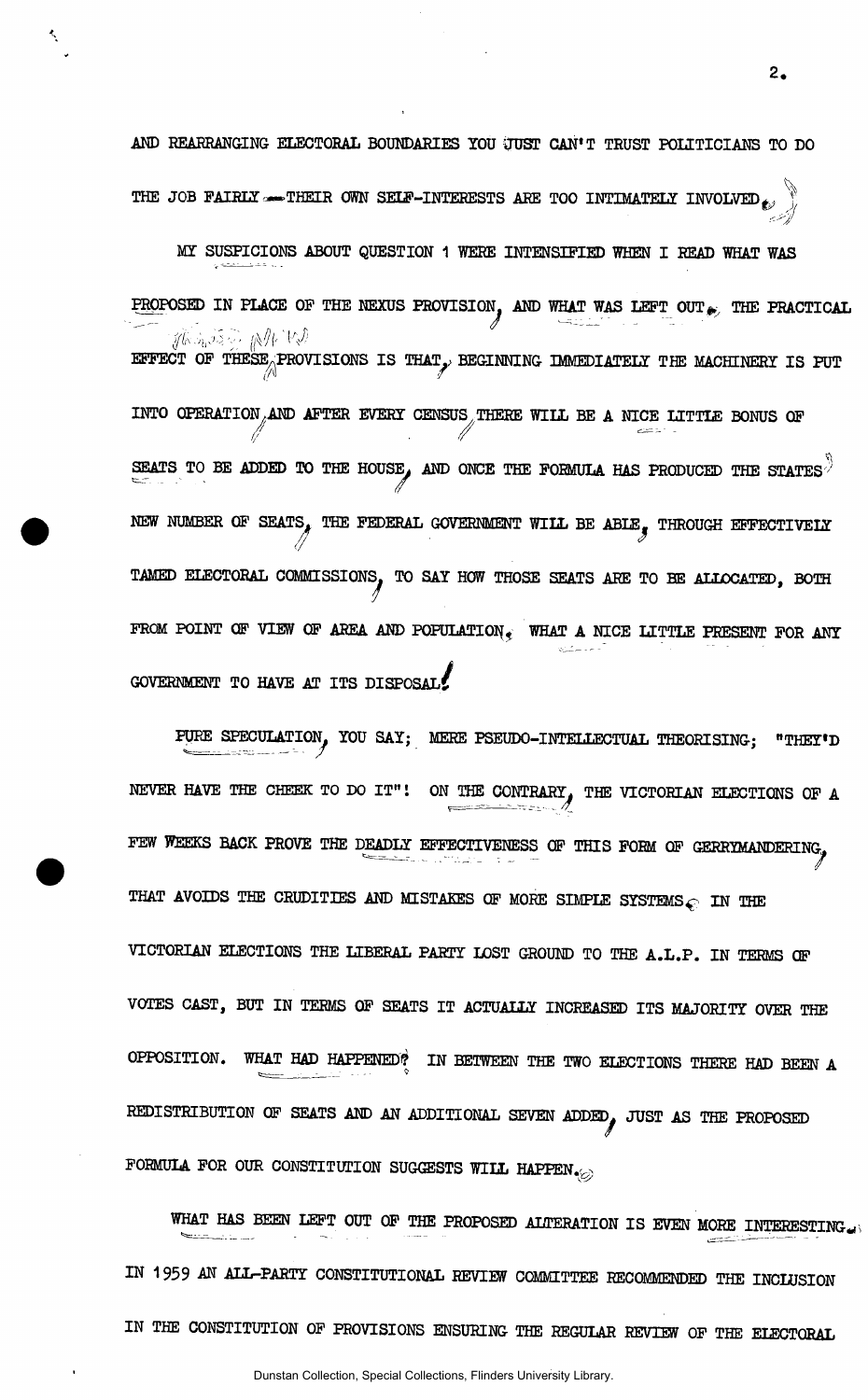AND REARRANGING ELECTORAL BOUNDARIES YOU JUST CAN'T TRUST POLITICIANS TO DO THE JOB FAIRLY — THEIR OWN SELF-INTERESTS ARE TOO INTIMATELY INVOLVED.

MY SUSPICIONS ABOUT QUESTION 1 WERE INTENSIFIED WHEN I READ WHAT WAS PROPOSED IN PLACE OF THE NEXUS PROVISION, AND WHAT WAS LEFT OUT. THE PRACTICAL EFFECT OF THESE PROVISIONS IS THAT, BEGINNING IMMEDIATELY THE MACHINERY IS PUT INTO OPERATION AND AFTER EVERY CENSUS THERE WILL BE A NICE LITTLE BONUS OF SEATS TO BE ADDED TO THE HOUSE, AND ONCE THE FORMULA HAS PRODUCED THE STATES' NEW NUMBER OF SEATS, THE FEDERAL GOVERNMENT WILL BE ABLE, THROUGH EFFECTIVELY TAMED ELECTORAL COMMISSIONS, TO SAY HOW THOSE SEATS ARE TO BE ALLOCATED, BOTH FROM POINT OF VIEW OF AREA AND POPULATION. WHAT A NICE LITTLE PRESENT FOR ANY GOVERNMENT TO HAVE AT ITS DISPOSAL!

PURE SPECULATION, YOU SAY; MERE PSEUDO-INTELLECTUAL THEORISING; "THEY'D NEVER HAVE THE CHEEK TO DO IT"! ON THE CONTRARY, THE VICTORIAN ELECTIONS OF A FEW WEEKS BACK PROVE THE DEADLY EFFECTIVENESS OF THIS FORM OF GERRYMANDERING, THAT AVOIDS THE CRUDITIES AND MISTAKES OF MORE SIMPLE SYSTEMS. IN THE VICTORIAN ELECTIONS THE LIBERAL PARTY LOST GROUND TO THE A.L.P. IN TERMS OF VOTES CAST, BUT IN TERMS OF SEATS IT ACTUALLY INCREASED ITS MAJORITY OVER THE OPPOSITION. WHAT HAD HAPPENED? IN BETWEEN THE TWO ELECTIONS THERE HAD BEEN A REDISTRIBUTION OF SEATS AND AN ADDITIONAL SEVEN ADDED, JUST AS THE PROPOSED FORMULA FOR OUR CONSTITUTION SUGGESTS WILL HAPPEN.

WHAT HAS BEEN LEFT OUT OF THE PROPOSED ALTERATION IS EVEN MORE INTERESTING. IN 1959 AN ALL-PARTY CONSTITUTIONAL REVIEW COMMITTEE RECOMMENDED THE INCLUSION IN THE CONSTITUTION OF PROVISIONS ENSURING THE REGULAR REVIEW OF THE ELECTORAL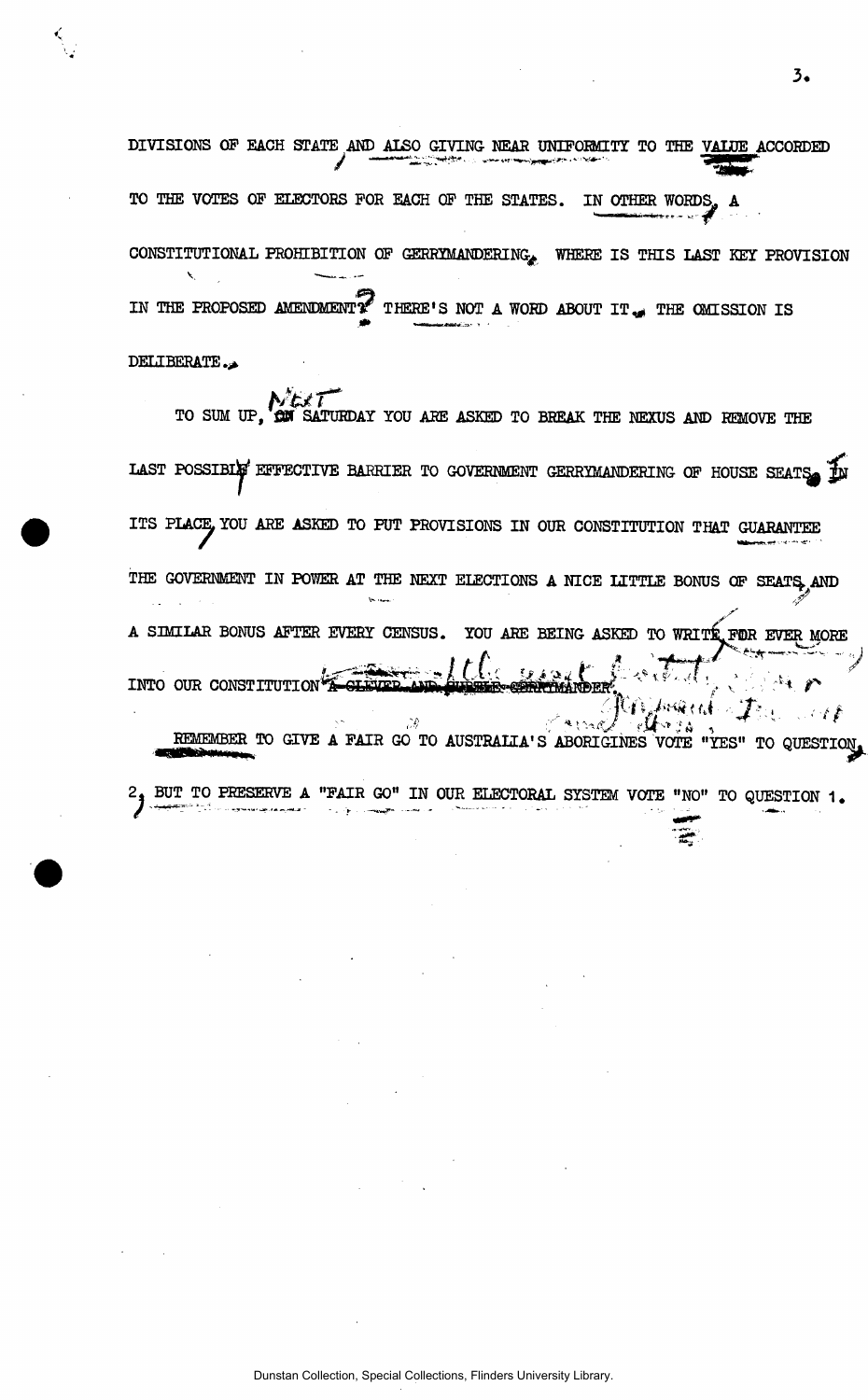DIVISIONS OF EACH STATE AND ALSO GIVING NEAR UNIFORMITY TO THE VALUE ACCORDED TO THE VOTES OF ELECTORS FOR EACH OF THE STATES. IN OTHER WORDS, A CONSTITUTIONAL PROHIBITION OF GERRYMANDERING. WHERE IS THIS LAST KEY PROVISION IN THE PROPOSED AMENDMENT? THERE'S NOT A WORD ABOUT IT. THE OMISSION IS DELIBERATE.

TO SUM UP, NEXT SATURDAY YOU ARE ASKED TO BREAK THE NEXUS AND REMOVE THE LAST POSSIBLE EFFECTIVE BARRIER TO GOVERNMENT GERRYMANDERING OF HOUSE SEATS. IN ITS PLACE YOU ARE ASKED TO PUT PROVISIONS IN OUR CONSTITUTION THAT GUARANTEE THE GOVERNMENT IN POWER AT THE NEXT ELECTIONS A NICE LITTLE BONUS OF SEATS AND A SIMILAR BONUS AFTER EVERY CENSUS. YOU ARE BEING ASKED TO WRITE FOR EVER MORE INTO OUR CONSTITUTION ~~A CLEVER AND SUBTLE GERRYMANDER~~.

REMEMBER TO GIVE A FAIR GO TO AUSTRALIA'S ABORIGINES VOTE "YES" TO QUESTION 2, BUT TO PRESERVE A "FAIR GO" IN OUR ELECTORAL SYSTEM VOTE "NO" TO QUESTION 1.